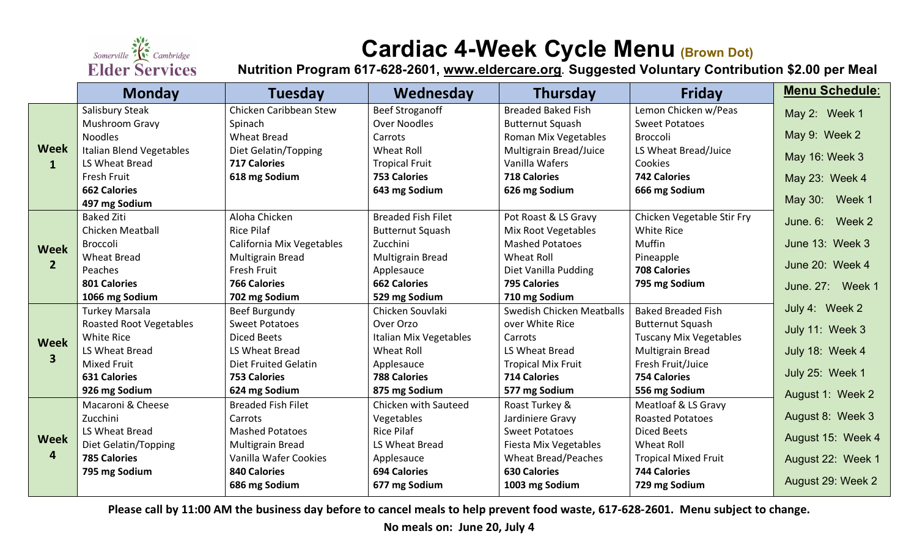Somerville Cambridge **Elder Services**

# Cardiac 4-Week Cycle Menu (Brown Dot)

**Nutrition Program 617-628-2601, www.eldercare.org. Suggested Voluntary Contribution $2.00 per Meal**

| | Monday | Tuesday | Wednesday | Thursday | Friday |
|---|---|---|---|---|---|
| **Week 1** | Salisbury Steak<br>Mushroom Gravy<br>Noodles<br>Italian Blend Vegetables<br>LS Wheat Bread<br>Fresh Fruit<br>**662 Calories**<br>**497 mg Sodium** | Chicken Caribbean Stew<br>Spinach<br>Wheat Bread<br>Diet Gelatin/Topping<br>**717 Calories**<br>**618 mg Sodium** | Beef Stroganoff<br>Over Noodles<br>Carrots<br>Wheat Roll<br>Tropical Fruit<br>**753 Calories**<br>**643 mg Sodium** | Breaded Baked Fish<br>Butternut Squash<br>Roman Mix Vegetables<br>Multigrain Bread/Juice<br>Vanilla Wafers<br>**718 Calories**<br>**626 mg Sodium** | Lemon Chicken w/Peas<br>Sweet Potatoes<br>Broccoli<br>LS Wheat Bread/Juice<br>Cookies<br>**742 Calories**<br>**666 mg Sodium** |
| **Week 2** | Baked Ziti<br>Chicken Meatball<br>Broccoli<br>Wheat Bread<br>Peaches<br>**801 Calories**<br>**1066 mg Sodium** | Aloha Chicken<br>Rice Pilaf<br>California Mix Vegetables<br>Multigrain Bread<br>Fresh Fruit<br>**766 Calories**<br>**702 mg Sodium** | Breaded Fish Filet<br>Butternut Squash<br>Zucchini<br>Multigrain Bread<br>Applesauce<br>**662 Calories**<br>**529 mg Sodium** | Pot Roast & LS Gravy<br>Mix Root Vegetables<br>Mashed Potatoes<br>Wheat Roll<br>Diet Vanilla Pudding<br>**795 Calories**<br>**710 mg Sodium** | Chicken Vegetable Stir Fry<br>White Rice<br>Muffin<br>Pineapple<br>**708 Calories**<br>**795 mg Sodium** |
| **Week 3** | Turkey Marsala<br>Roasted Root Vegetables<br>White Rice<br>LS Wheat Bread<br>Mixed Fruit<br>**631 Calories**<br>**926 mg Sodium** | Beef Burgundy<br>Sweet Potatoes<br>Diced Beets<br>LS Wheat Bread<br>Diet Fruited Gelatin<br>**753 Calories**<br>**624 mg Sodium** | Chicken Souvlaki<br>Over Orzo<br>Italian Mix Vegetables<br>Wheat Roll<br>Applesauce<br>**788 Calories**<br>**875 mg Sodium** | Swedish Chicken Meatballs<br>over White Rice<br>Carrots<br>LS Wheat Bread<br>Tropical Mix Fruit<br>**714 Calories**<br>**577 mg Sodium** | Baked Breaded Fish<br>Butternut Squash<br>Tuscany Mix Vegetables<br>Multigrain Bread<br>Fresh Fruit/Juice<br>**754 Calories**<br>**556 mg Sodium** |
| **Week 4** | Macaroni & Cheese<br>Zucchini<br>LS Wheat Bread<br>Diet Gelatin/Topping<br>**785 Calories**<br>**795 mg Sodium** | Breaded Fish Filet<br>Carrots<br>Mashed Potatoes<br>Multigrain Bread<br>Vanilla Wafer Cookies<br>**840 Calories**<br>**686 mg Sodium** | Chicken with Sauteed Vegetables<br>Rice Pilaf<br>LS Wheat Bread<br>Applesauce<br>**694 Calories**<br>**677 mg Sodium** | Roast Turkey & Jardiniere Gravy<br>Sweet Potatoes<br>Fiesta Mix Vegetables<br>Wheat Bread/Peaches<br>**630 Calories**<br>**1003 mg Sodium** | Meatloaf & LS Gravy<br>Roasted Potatoes<br>Diced Beets<br>Wheat Roll<br>Tropical Mixed Fruit<br>**744 Calories**<br>**729 mg Sodium** |

**Menu Schedule:**

- May 2: Week 1
- May 9: Week 2
- May 16: Week 3
- May 23: Week 4
- May 30: Week 1
- June. 6: Week 2
- June 13: Week 3
- June 20: Week 4
- June. 27: Week 1
- July 4: Week 2
- July 11: Week 3
- July 18: Week 4
- July 25: Week 1
- August 1: Week 2
- August 8: Week 3
- August 15: Week 4
- August 22: Week 1
- August 29: Week 2

**Please call by 11:00 AM the business day before to cancel meals to help prevent food waste, 617-628-2601. Menu subject to change.**

**No meals on: June 20, July 4**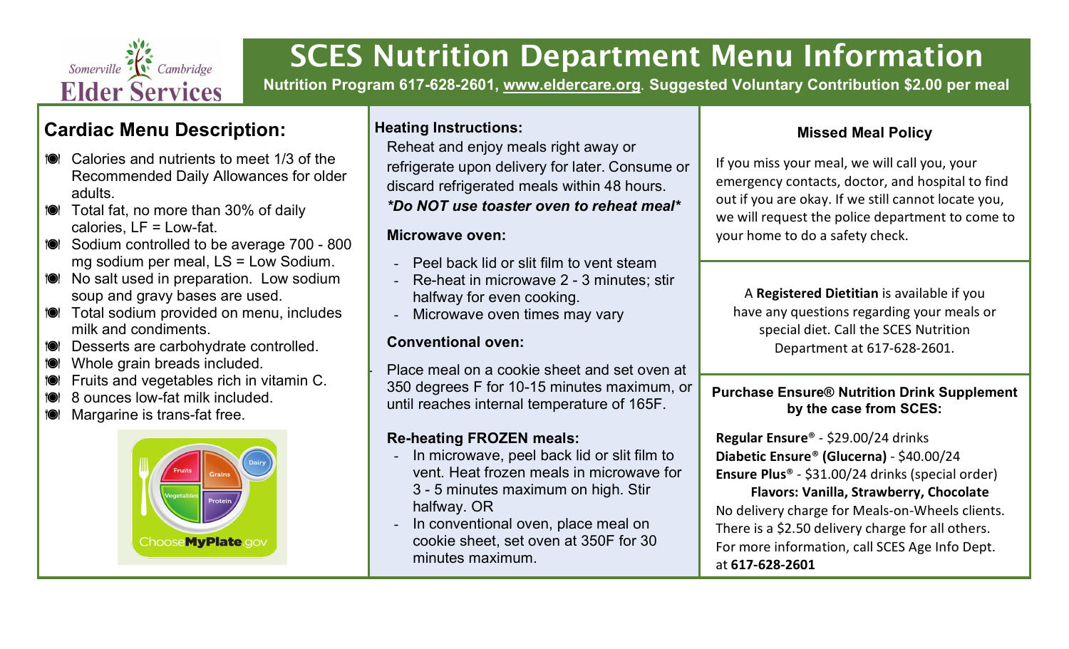Somerville Cambridge Elder Services

# SCES Nutrition Department Menu Information

**Nutrition Program 617-628-2601, www.eldercare.org. Suggested Voluntary Contribution $2.00 per meal**

## Cardiac Menu Description:

- Calories and nutrients to meet 1/3 of the Recommended Daily Allowances for older adults.
- Total fat, no more than 30% of daily calories, LF = Low-fat.
- Sodium controlled to be average 700 - 800 mg sodium per meal, LS = Low Sodium.
- No salt used in preparation. Low sodium soup and gravy bases are used.
- Total sodium provided on menu, includes milk and condiments.
- Desserts are carbohydrate controlled.
- Whole grain breads included.
- Fruits and vegetables rich in vitamin C.
- 8 ounces low-fat milk included.
- Margarine is trans-fat free.

Fruits Grains Dairy Vegetables Protein

ChooseMyPlate.gov

## Heating Instructions:

Reheat and enjoy meals right away or refrigerate upon delivery for later. Consume or discard refrigerated meals within 48 hours.
***Do NOT use toaster oven to reheat meal***

### Microwave oven:

- Peel back lid or slit film to vent steam
- Re-heat in microwave 2 - 3 minutes; stir halfway for even cooking.
- Microwave oven times may vary

### Conventional oven:

- Place meal on a cookie sheet and set oven at 350 degrees F for 10-15 minutes maximum, or until reaches internal temperature of 165F.

### Re-heating FROZEN meals:

- In microwave, peel back lid or slit film to vent. Heat frozen meals in microwave for 3 - 5 minutes maximum on high. Stir halfway. OR
- In conventional oven, place meal on cookie sheet, set oven at 350F for 30 minutes maximum.

## Missed Meal Policy

If you miss your meal, we will call you, your emergency contacts, doctor, and hospital to find out if you are okay. If we still cannot locate you, we will request the police department to come to your home to do a safety check.

A **Registered Dietitian** is available if you have any questions regarding your meals or special diet. Call the SCES Nutrition Department at 617-628-2601.

## Purchase Ensure® Nutrition Drink Supplement by the case from SCES:

**Regular Ensure®** - $29.00/24 drinks
**Diabetic Ensure® (Glucerna)** - $40.00/24
**Ensure Plus®** - $31.00/24 drinks (special order)
**Flavors: Vanilla, Strawberry, Chocolate**
No delivery charge for Meals-on-Wheels clients.
There is a $2.50 delivery charge for all others.
For more information, call SCES Age Info Dept. at **617-628-2601**